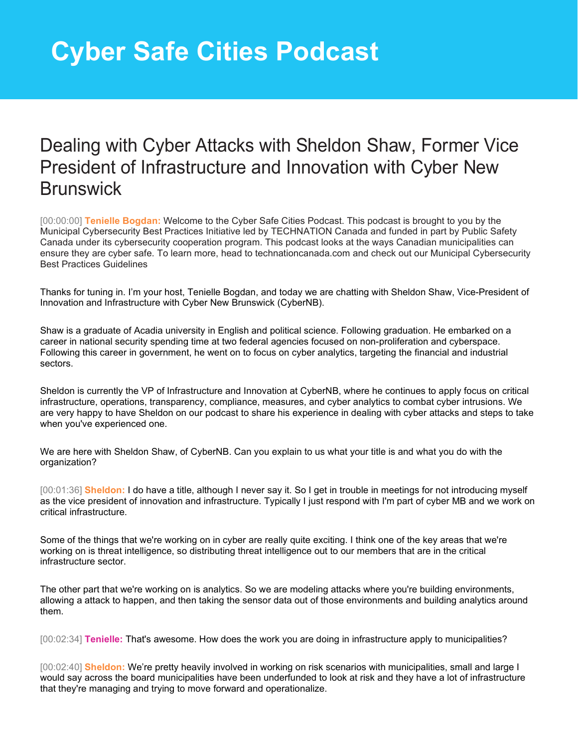# Cyber Safe Cities Podcast

## Dealing with Cyber Attacks with Sheldon Shaw, Former Vice President of Infrastructure and Innovation with Cyber New Brunswick

[00:00:00] **Tenielle Bogdan:** Welcome to the Cyber Safe Cities Podcast. This podcast is brought to you by the Municipal Cybersecurity Best Practices Initiative led by TECHNATION Canada and funded in part by Public Safety Canada under its cybersecurity cooperation program. This podcast looks at the ways Canadian municipalities can ensure they are cyber safe. To learn more, head to technationcanada.com and check out our Municipal Cybersecurity Best Practices Guidelines

Thanks for tuning in. I'm your host, Tenielle Bogdan, and today we are chatting with Sheldon Shaw, Vice-President of Innovation and Infrastructure with Cyber New Brunswick (CyberNB).

Shaw is a graduate of Acadia university in English and political science. Following graduation. He embarked on a career in national security spending time at two federal agencies focused on non-proliferation and cyberspace. Following this career in government, he went on to focus on cyber analytics, targeting the financial and industrial sectors.

Sheldon is currently the VP of Infrastructure and Innovation at CyberNB, where he continues to apply focus on critical infrastructure, operations, transparency, compliance, measures, and cyber analytics to combat cyber intrusions. We are very happy to have Sheldon on our podcast to share his experience in dealing with cyber attacks and steps to take when you've experienced one.

We are here with Sheldon Shaw, of CyberNB. Can you explain to us what your title is and what you do with the organization?

[00:01:36] **Sheldon:** I do have a title, although I never say it. So I get in trouble in meetings for not introducing myself as the vice president of innovation and infrastructure. Typically I just respond with I'm part of cyber MB and we work on critical infrastructure.

Some of the things that we're working on in cyber are really quite exciting. I think one of the key areas that we're working on is threat intelligence, so distributing threat intelligence out to our members that are in the critical infrastructure sector.

The other part that we're working on is analytics. So we are modeling attacks where you're building environments, allowing a attack to happen, and then taking the sensor data out of those environments and building analytics around them.

[00:02:34] **Tenielle:** That's awesome. How does the work you are doing in infrastructure apply to municipalities?

[00:02:40] **Sheldon:** We're pretty heavily involved in working on risk scenarios with municipalities, small and large I would say across the board municipalities have been underfunded to look at risk and they have a lot of infrastructure that they're managing and trying to move forward and operationalize.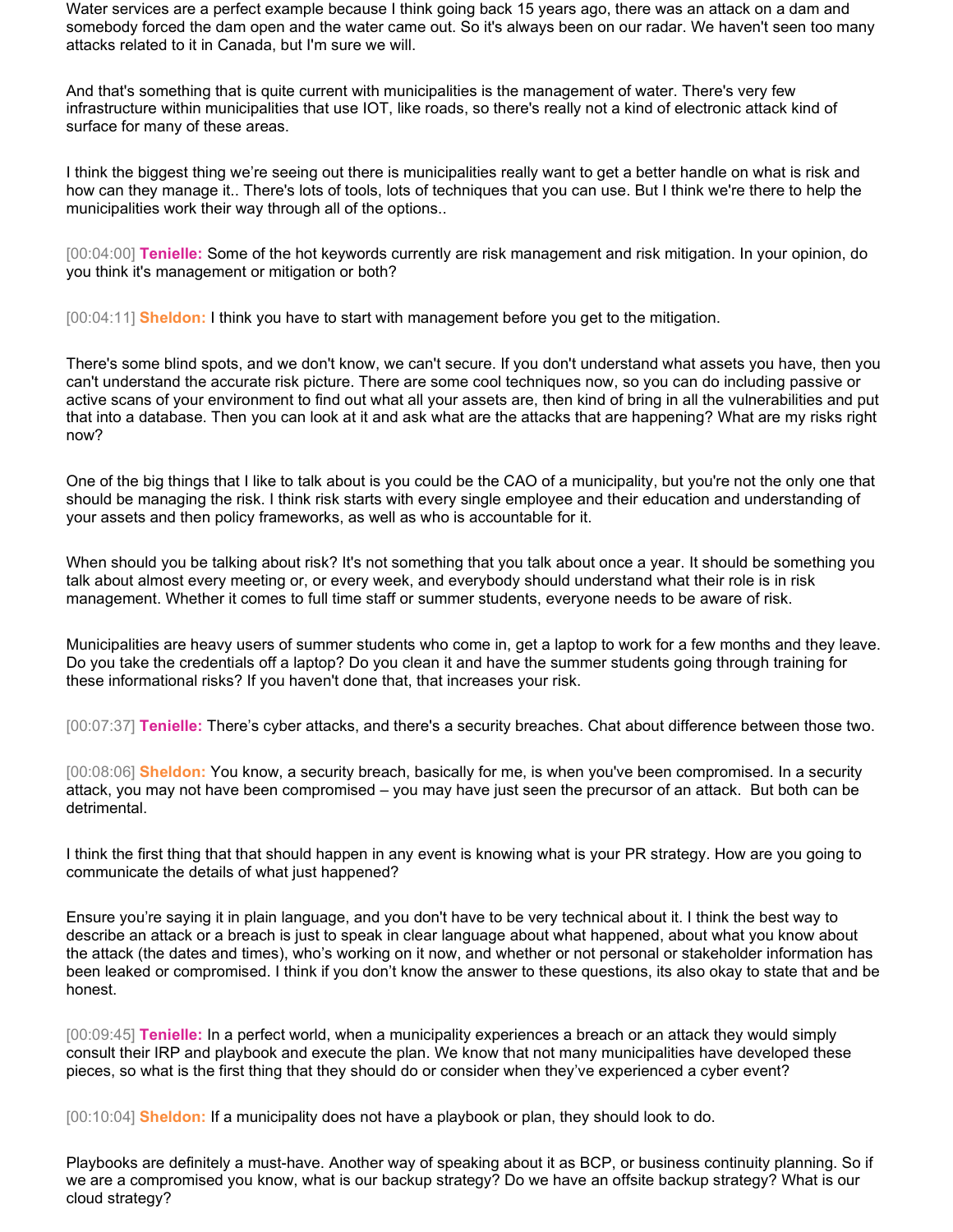Water services are a perfect example because I think going back 15 years ago, there was an attack on a dam and somebody forced the dam open and the water came out. So it's always been on our radar. We haven't seen too many attacks related to it in Canada, but I'm sure we will.

And that's something that is quite current with municipalities is the management of water. There's very few infrastructure within municipalities that use IOT, like roads, so there's really not a kind of electronic attack kind of surface for many of these areas.

I think the biggest thing we're seeing out there is municipalities really want to get a better handle on what is risk and how can they manage it.. There's lots of tools, lots of techniques that you can use. But I think we're there to help the municipalities work their way through all of the options..

[00:04:00] **Tenielle:** Some of the hot keywords currently are risk management and risk mitigation. In your opinion, do you think it's management or mitigation or both?

[00:04:11] **Sheldon:** I think you have to start with management before you get to the mitigation.

There's some blind spots, and we don't know, we can't secure. If you don't understand what assets you have, then you can't understand the accurate risk picture. There are some cool techniques now, so you can do including passive or active scans of your environment to find out what all your assets are, then kind of bring in all the vulnerabilities and put that into a database. Then you can look at it and ask what are the attacks that are happening? What are my risks right now?

One of the big things that I like to talk about is you could be the CAO of a municipality, but you're not the only one that should be managing the risk. I think risk starts with every single employee and their education and understanding of your assets and then policy frameworks, as well as who is accountable for it.

When should you be talking about risk? It's not something that you talk about once a year. It should be something you talk about almost every meeting or, or every week, and everybody should understand what their role is in risk management. Whether it comes to full time staff or summer students, everyone needs to be aware of risk.

Municipalities are heavy users of summer students who come in, get a laptop to work for a few months and they leave. Do you take the credentials off a laptop? Do you clean it and have the summer students going through training for these informational risks? If you haven't done that, that increases your risk.

[00:07:37] **Tenielle:** There's cyber attacks, and there's a security breaches. Chat about difference between those two.

[00:08:06] **Sheldon:** You know, a security breach, basically for me, is when you've been compromised. In a security attack, you may not have been compromised – you may have just seen the precursor of an attack. But both can be detrimental.

I think the first thing that that should happen in any event is knowing what is your PR strategy. How are you going to communicate the details of what just happened?

Ensure you're saying it in plain language, and you don't have to be very technical about it. I think the best way to describe an attack or a breach is just to speak in clear language about what happened, about what you know about the attack (the dates and times), who's working on it now, and whether or not personal or stakeholder information has been leaked or compromised. I think if you don't know the answer to these questions, its also okay to state that and be honest.

[00:09:45] **Tenielle:** In a perfect world, when a municipality experiences a breach or an attack they would simply consult their IRP and playbook and execute the plan. We know that not many municipalities have developed these pieces, so what is the first thing that they should do or consider when they've experienced a cyber event?

[00:10:04] **Sheldon:** If a municipality does not have a playbook or plan, they should look to do.

Playbooks are definitely a must-have. Another way of speaking about it as BCP, or business continuity planning. So if we are a compromised you know, what is our backup strategy? Do we have an offsite backup strategy? What is our cloud strategy?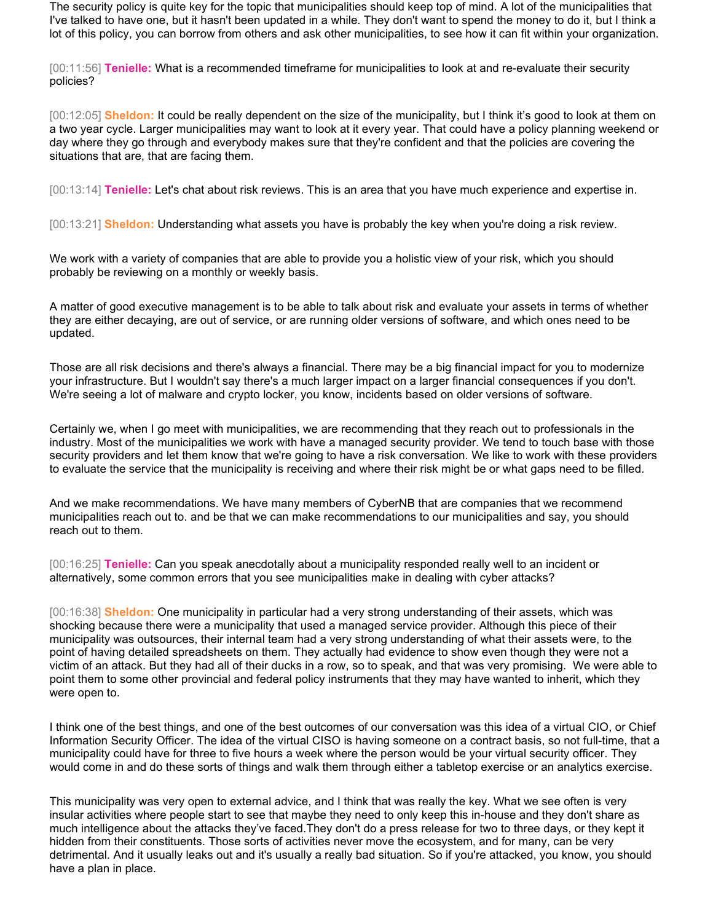The security policy is quite key for the topic that municipalities should keep top of mind. A lot of the municipalities that I've talked to have one, but it hasn't been updated in a while. They don't want to spend the money to do it, but I think a lot of this policy, you can borrow from others and ask other municipalities, to see how it can fit within your organization.

[00:11:56] **Tenielle:** What is a recommended timeframe for municipalities to look at and re-evaluate their security policies?

[00:12:05] **Sheldon:** It could be really dependent on the size of the municipality, but I think it's good to look at them on a two year cycle. Larger municipalities may want to look at it every year. That could have a policy planning weekend or day where they go through and everybody makes sure that they're confident and that the policies are covering the situations that are, that are facing them.

[00:13:14] **Tenielle:** Let's chat about risk reviews. This is an area that you have much experience and expertise in.

[00:13:21] **Sheldon:** Understanding what assets you have is probably the key when you're doing a risk review.

We work with a variety of companies that are able to provide you a holistic view of your risk, which you should probably be reviewing on a monthly or weekly basis.

A matter of good executive management is to be able to talk about risk and evaluate your assets in terms of whether they are either decaying, are out of service, or are running older versions of software, and which ones need to be updated.

Those are all risk decisions and there's always a financial. There may be a big financial impact for you to modernize your infrastructure. But I wouldn't say there's a much larger impact on a larger financial consequences if you don't. We're seeing a lot of malware and crypto locker, you know, incidents based on older versions of software.

Certainly we, when I go meet with municipalities, we are recommending that they reach out to professionals in the industry. Most of the municipalities we work with have a managed security provider. We tend to touch base with those security providers and let them know that we're going to have a risk conversation. We like to work with these providers to evaluate the service that the municipality is receiving and where their risk might be or what gaps need to be filled.

And we make recommendations. We have many members of CyberNB that are companies that we recommend municipalities reach out to. and be that we can make recommendations to our municipalities and say, you should reach out to them.

[00:16:25] **Tenielle:** Can you speak anecdotally about a municipality responded really well to an incident or alternatively, some common errors that you see municipalities make in dealing with cyber attacks?

[00:16:38] **Sheldon:** One municipality in particular had a very strong understanding of their assets, which was shocking because there were a municipality that used a managed service provider. Although this piece of their municipality was outsources, their internal team had a very strong understanding of what their assets were, to the point of having detailed spreadsheets on them. They actually had evidence to show even though they were not a victim of an attack. But they had all of their ducks in a row, so to speak, and that was very promising. We were able to point them to some other provincial and federal policy instruments that they may have wanted to inherit, which they were open to.

I think one of the best things, and one of the best outcomes of our conversation was this idea of a virtual CIO, or Chief Information Security Officer. The idea of the virtual CISO is having someone on a contract basis, so not full-time, that a municipality could have for three to five hours a week where the person would be your virtual security officer. They would come in and do these sorts of things and walk them through either a tabletop exercise or an analytics exercise.

This municipality was very open to external advice, and I think that was really the key. What we see often is very insular activities where people start to see that maybe they need to only keep this in-house and they don't share as much intelligence about the attacks they've faced.They don't do a press release for two to three days, or they kept it hidden from their constituents. Those sorts of activities never move the ecosystem, and for many, can be very detrimental. And it usually leaks out and it's usually a really bad situation. So if you're attacked, you know, you should have a plan in place.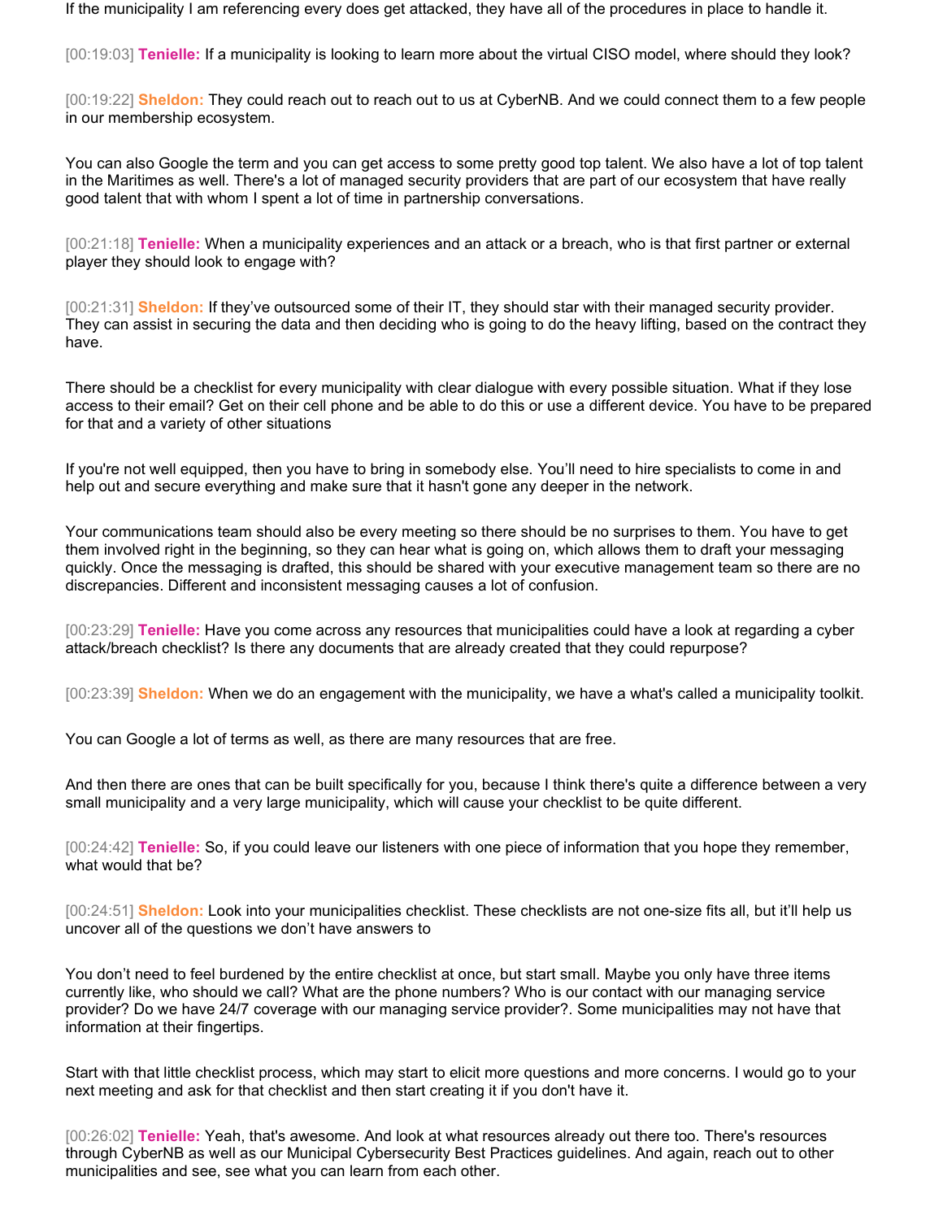If the municipality I am referencing every does get attacked, they have all of the procedures in place to handle it.

[00:19:03] **Tenielle:** If a municipality is looking to learn more about the virtual CISO model, where should they look?

[00:19:22] **Sheldon:** They could reach out to reach out to us at CyberNB. And we could connect them to a few people in our membership ecosystem.

You can also Google the term and you can get access to some pretty good top talent. We also have a lot of top talent in the Maritimes as well. There's a lot of managed security providers that are part of our ecosystem that have really good talent that with whom I spent a lot of time in partnership conversations.

[00:21:18] **Tenielle:** When a municipality experiences and an attack or a breach, who is that first partner or external player they should look to engage with?

[00:21:31] **Sheldon:** If they've outsourced some of their IT, they should star with their managed security provider. They can assist in securing the data and then deciding who is going to do the heavy lifting, based on the contract they have.

There should be a checklist for every municipality with clear dialogue with every possible situation. What if they lose access to their email? Get on their cell phone and be able to do this or use a different device. You have to be prepared for that and a variety of other situations

If you're not well equipped, then you have to bring in somebody else. You'll need to hire specialists to come in and help out and secure everything and make sure that it hasn't gone any deeper in the network.

Your communications team should also be every meeting so there should be no surprises to them. You have to get them involved right in the beginning, so they can hear what is going on, which allows them to draft your messaging quickly. Once the messaging is drafted, this should be shared with your executive management team so there are no discrepancies. Different and inconsistent messaging causes a lot of confusion.

[00:23:29] **Tenielle:** Have you come across any resources that municipalities could have a look at regarding a cyber attack/breach checklist? Is there any documents that are already created that they could repurpose?

[00:23:39] **Sheldon:** When we do an engagement with the municipality, we have a what's called a municipality toolkit.

You can Google a lot of terms as well, as there are many resources that are free.

And then there are ones that can be built specifically for you, because I think there's quite a difference between a very small municipality and a very large municipality, which will cause your checklist to be quite different.

[00:24:42] **Tenielle:** So, if you could leave our listeners with one piece of information that you hope they remember, what would that be?

[00:24:51] **Sheldon:** Look into your municipalities checklist. These checklists are not one-size fits all, but it'll help us uncover all of the questions we don't have answers to

You don't need to feel burdened by the entire checklist at once, but start small. Maybe you only have three items currently like, who should we call? What are the phone numbers? Who is our contact with our managing service provider? Do we have 24/7 coverage with our managing service provider?. Some municipalities may not have that information at their fingertips.

Start with that little checklist process, which may start to elicit more questions and more concerns. I would go to your next meeting and ask for that checklist and then start creating it if you don't have it.

[00:26:02] **Tenielle:** Yeah, that's awesome. And look at what resources already out there too. There's resources through CyberNB as well as our Municipal Cybersecurity Best Practices guidelines. And again, reach out to other municipalities and see, see what you can learn from each other.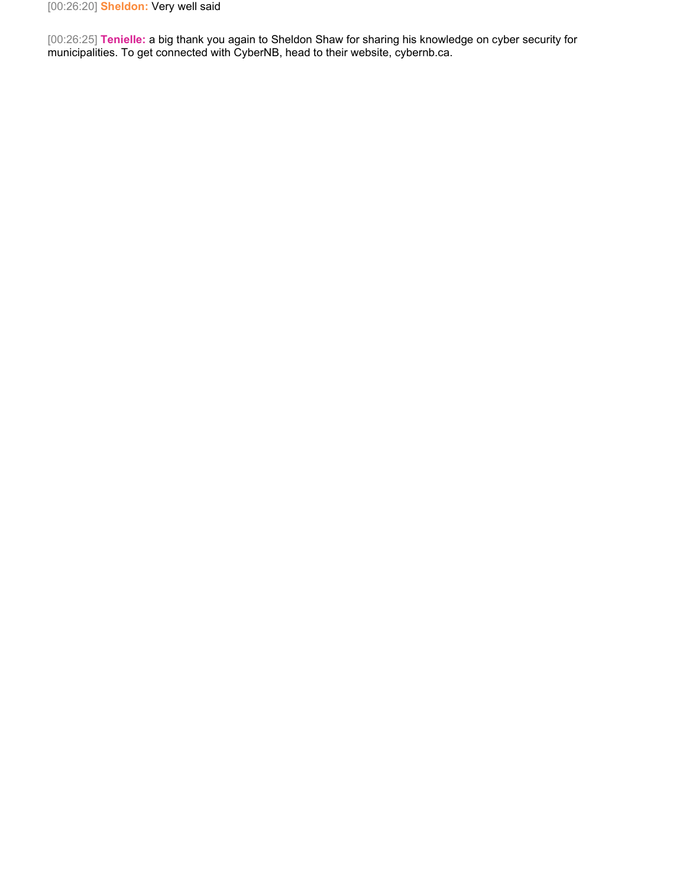[00:26:20] **Sheldon:** Very well said

[00:26:25] **Tenielle:** a big thank you again to Sheldon Shaw for sharing his knowledge on cyber security for municipalities. To get connected with CyberNB, head to their website, cybernb.ca.